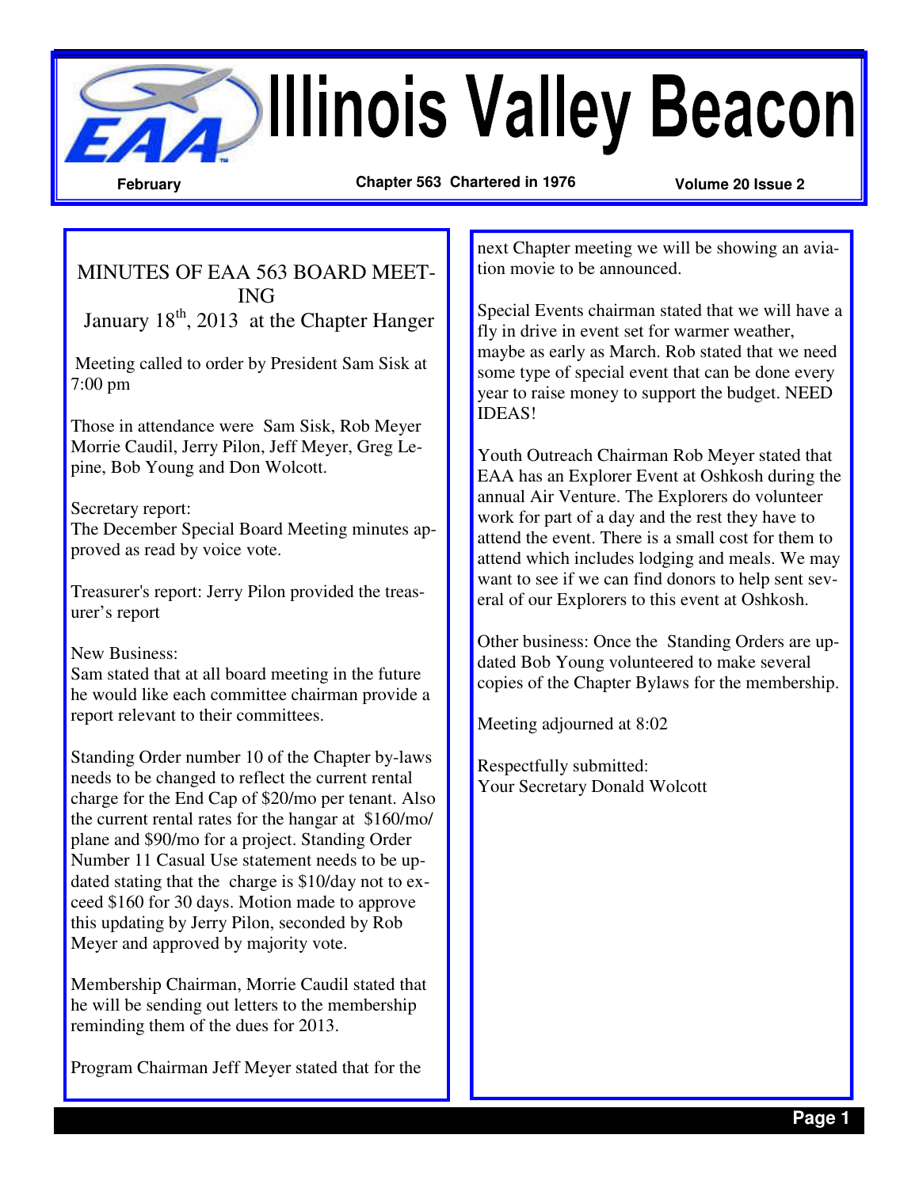# Illinois Valley Beacon

**February** **Chapter 563 Chartered in 1976** **Volume 20 Issue 2**

## MINUTES OF EAA 563 BOARD MEETING

January 18th, 2013 at the Chapter Hanger

Meeting called to order by President Sam Sisk at 7:00 pm

Those in attendance were Sam Sisk, Rob Meyer Morrie Caudil, Jerry Pilon, Jeff Meyer, Greg Lepine, Bob Young and Don Wolcott.

Secretary report:
The December Special Board Meeting minutes approved as read by voice vote.

Treasurer's report: Jerry Pilon provided the treasurer's report

New Business:
Sam stated that at all board meeting in the future he would like each committee chairman provide a report relevant to their committees.

Standing Order number 10 of the Chapter by-laws needs to be changed to reflect the current rental charge for the End Cap of $20/mo per tenant. Also the current rental rates for the hangar at $160/mo/plane and $90/mo for a project. Standing Order Number 11 Casual Use statement needs to be updated stating that the charge is $10/day not to exceed $160 for 30 days. Motion made to approve this updating by Jerry Pilon, seconded by Rob Meyer and approved by majority vote.

Membership Chairman, Morrie Caudil stated that he will be sending out letters to the membership reminding them of the dues for 2013.

Program Chairman Jeff Meyer stated that for the next Chapter meeting we will be showing an aviation movie to be announced.

Special Events chairman stated that we will have a fly in drive in event set for warmer weather, maybe as early as March. Rob stated that we need some type of special event that can be done every year to raise money to support the budget. NEED IDEAS!

Youth Outreach Chairman Rob Meyer stated that EAA has an Explorer Event at Oshkosh during the annual Air Venture. The Explorers do volunteer work for part of a day and the rest they have to attend the event. There is a small cost for them to attend which includes lodging and meals. We may want to see if we can find donors to help sent several of our Explorers to this event at Oshkosh.

Other business: Once the Standing Orders are updated Bob Young volunteered to make several copies of the Chapter Bylaws for the membership.

Meeting adjourned at 8:02

Respectfully submitted:
Your Secretary Donald Wolcott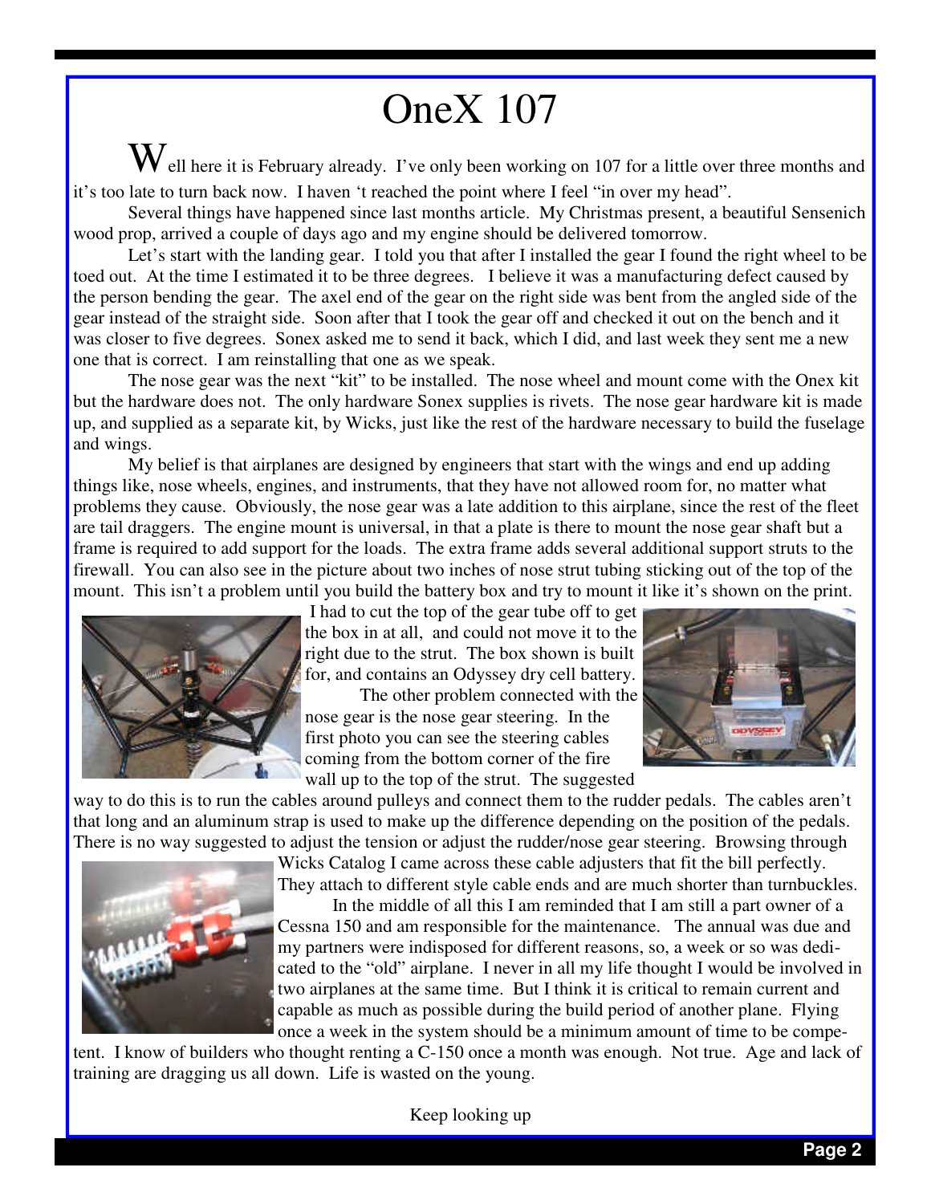# OneX 107

Well here it is February already. I've only been working on 107 for a little over three months and it's too late to turn back now. I haven 't reached the point where I feel "in over my head".

Several things have happened since last months article. My Christmas present, a beautiful Sensenich wood prop, arrived a couple of days ago and my engine should be delivered tomorrow.

Let's start with the landing gear. I told you that after I installed the gear I found the right wheel to be toed out. At the time I estimated it to be three degrees. I believe it was a manufacturing defect caused by the person bending the gear. The axel end of the gear on the right side was bent from the angled side of the gear instead of the straight side. Soon after that I took the gear off and checked it out on the bench and it was closer to five degrees. Sonex asked me to send it back, which I did, and last week they sent me a new one that is correct. I am reinstalling that one as we speak.

The nose gear was the next "kit" to be installed. The nose wheel and mount come with the Onex kit but the hardware does not. The only hardware Sonex supplies is rivets. The nose gear hardware kit is made up, and supplied as a separate kit, by Wicks, just like the rest of the hardware necessary to build the fuselage and wings.

My belief is that airplanes are designed by engineers that start with the wings and end up adding things like, nose wheels, engines, and instruments, that they have not allowed room for, no matter what problems they cause. Obviously, the nose gear was a late addition to this airplane, since the rest of the fleet are tail draggers. The engine mount is universal, in that a plate is there to mount the nose gear shaft but a frame is required to add support for the loads. The extra frame adds several additional support struts to the firewall. You can also see in the picture about two inches of nose strut tubing sticking out of the top of the mount. This isn't a problem until you build the battery box and try to mount it like it's shown on the print. I had to cut the top of the gear tube off to get the box in at all, and could not move it to the right due to the strut. The box shown is built for, and contains an Odyssey dry cell battery.

The other problem connected with the nose gear is the nose gear steering. In the first photo you can see the steering cables coming from the bottom corner of the fire wall up to the top of the strut. The suggested way to do this is to run the cables around pulleys and connect them to the rudder pedals. The cables aren't that long and an aluminum strap is used to make up the difference depending on the position of the pedals. There is no way suggested to adjust the tension or adjust the rudder/nose gear steering. Browsing through Wicks Catalog I came across these cable adjusters that fit the bill perfectly. They attach to different style cable ends and are much shorter than turnbuckles.

In the middle of all this I am reminded that I am still a part owner of a Cessna 150 and am responsible for the maintenance. The annual was due and my partners were indisposed for different reasons, so, a week or so was dedicated to the "old" airplane. I never in all my life thought I would be involved in two airplanes at the same time. But I think it is critical to remain current and capable as much as possible during the build period of another plane. Flying once a week in the system should be a minimum amount of time to be competent. I know of builders who thought renting a C-150 once a month was enough. Not true. Age and lack of training are dragging us all down. Life is wasted on the young.

Keep looking up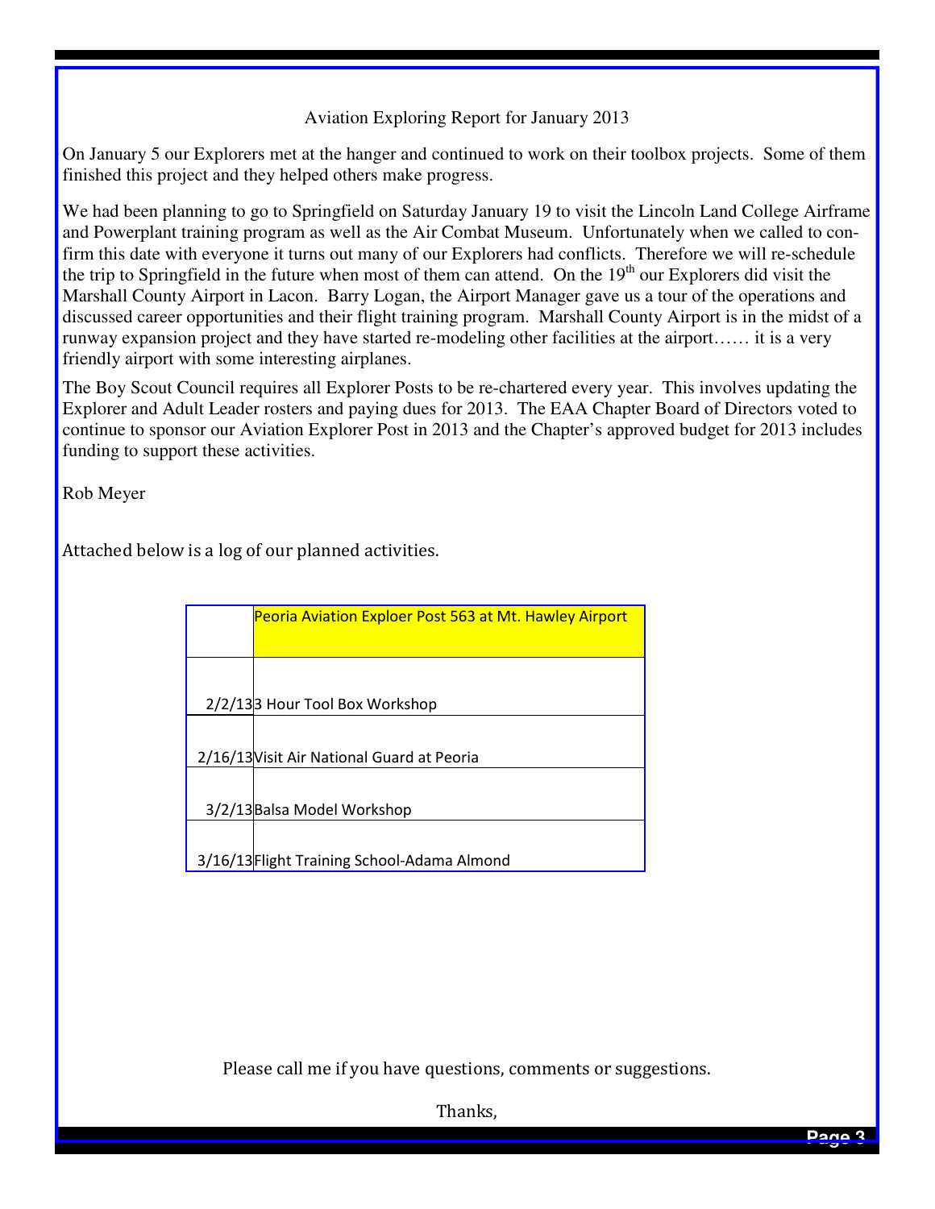Aviation Exploring Report for January 2013

On January 5 our Explorers met at the hanger and continued to work on their toolbox projects. Some of them finished this project and they helped others make progress.

We had been planning to go to Springfield on Saturday January 19 to visit the Lincoln Land College Airframe and Powerplant training program as well as the Air Combat Museum. Unfortunately when we called to confirm this date with everyone it turns out many of our Explorers had conflicts. Therefore we will re-schedule the trip to Springfield in the future when most of them can attend. On the 19th our Explorers did visit the Marshall County Airport in Lacon. Barry Logan, the Airport Manager gave us a tour of the operations and discussed career opportunities and their flight training program. Marshall County Airport is in the midst of a runway expansion project and they have started re-modeling other facilities at the airport…… it is a very friendly airport with some interesting airplanes.

The Boy Scout Council requires all Explorer Posts to be re-chartered every year. This involves updating the Explorer and Adult Leader rosters and paying dues for 2013. The EAA Chapter Board of Directors voted to continue to sponsor our Aviation Explorer Post in 2013 and the Chapter's approved budget for 2013 includes funding to support these activities.

Rob Meyer

Attached below is a log of our planned activities.

| | Peoria Aviation Exploer Post 563 at Mt. Hawley Airport |
|---|---|
| 2/2/13 | 3 Hour Tool Box Workshop |
| 2/16/13 | Visit Air National Guard at Peoria |
| 3/2/13 | Balsa Model Workshop |
| 3/16/13 | Flight Training School-Adama Almond |

Please call me if you have questions, comments or suggestions.

Thanks,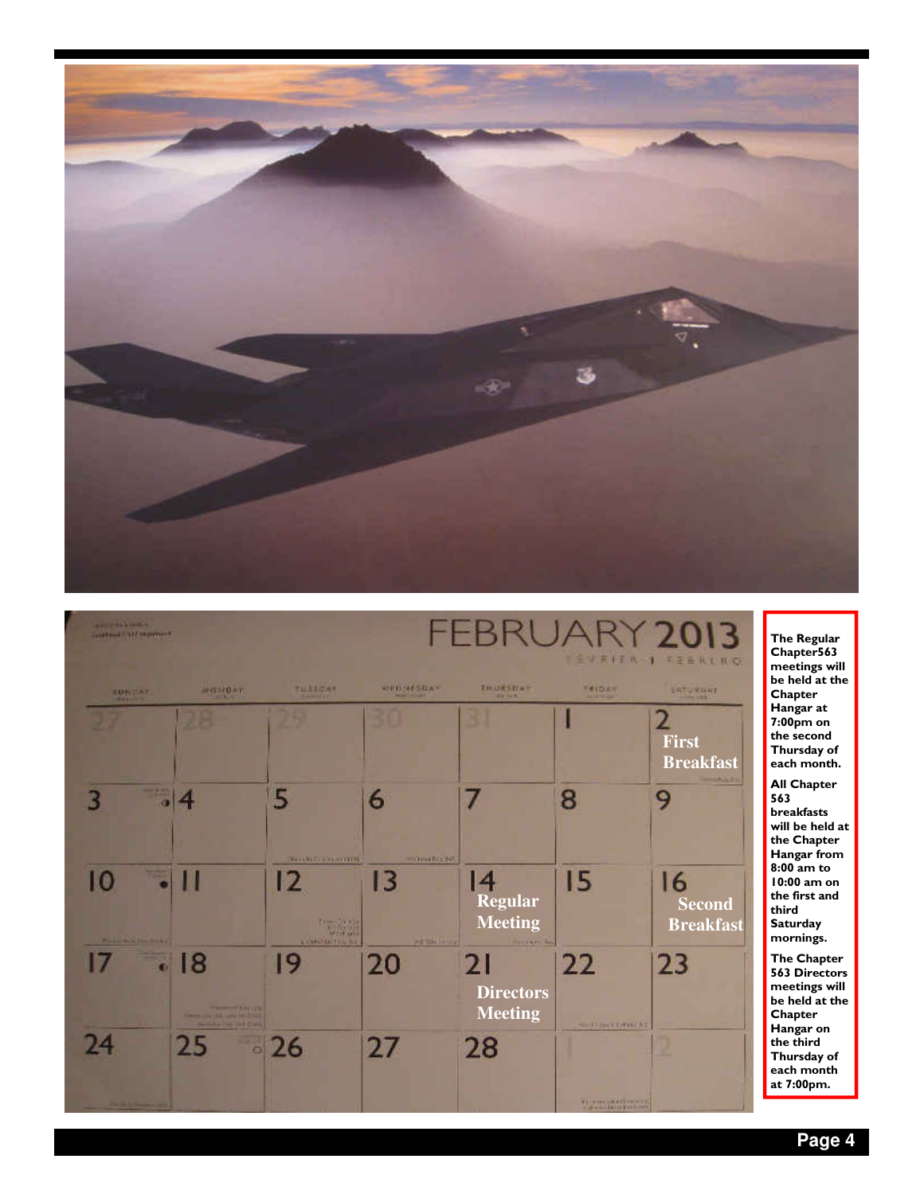# FEBRUARY 2013

FÉVRIER | FEBRERO

| SUNDAY | MONDAY | TUESDAY | WEDNESDAY | THURSDAY | FRIDAY | SATURDAY |
|---|---|---|---|---|---|---|
| 27 | 28 | 29 | 30 | 31 | 1 | 2 First Breakfast |
| 3 | 4 | 5 | 6 | 7 | 8 | 9 |
| 10 | 11 | 12 | 13 | 14 Regular Meeting | 15 | 16 Second Breakfast |
| 17 | 18 | 19 | 20 | 21 Directors Meeting | 22 | 23 |
| 24 | 25 | 26 | 27 | 28 | 1 | 2 |

The Regular Chapter563 meetings will be held at the Chapter Hangar at 7:00pm on the second Thursday of each month.

All Chapter 563 breakfasts will be held at the Chapter Hangar from 8:00 am to 10:00 am on the first and third Saturday mornings.

The Chapter 563 Directors meetings will be held at the Chapter Hangar on the third Thursday of each month at 7:00pm.